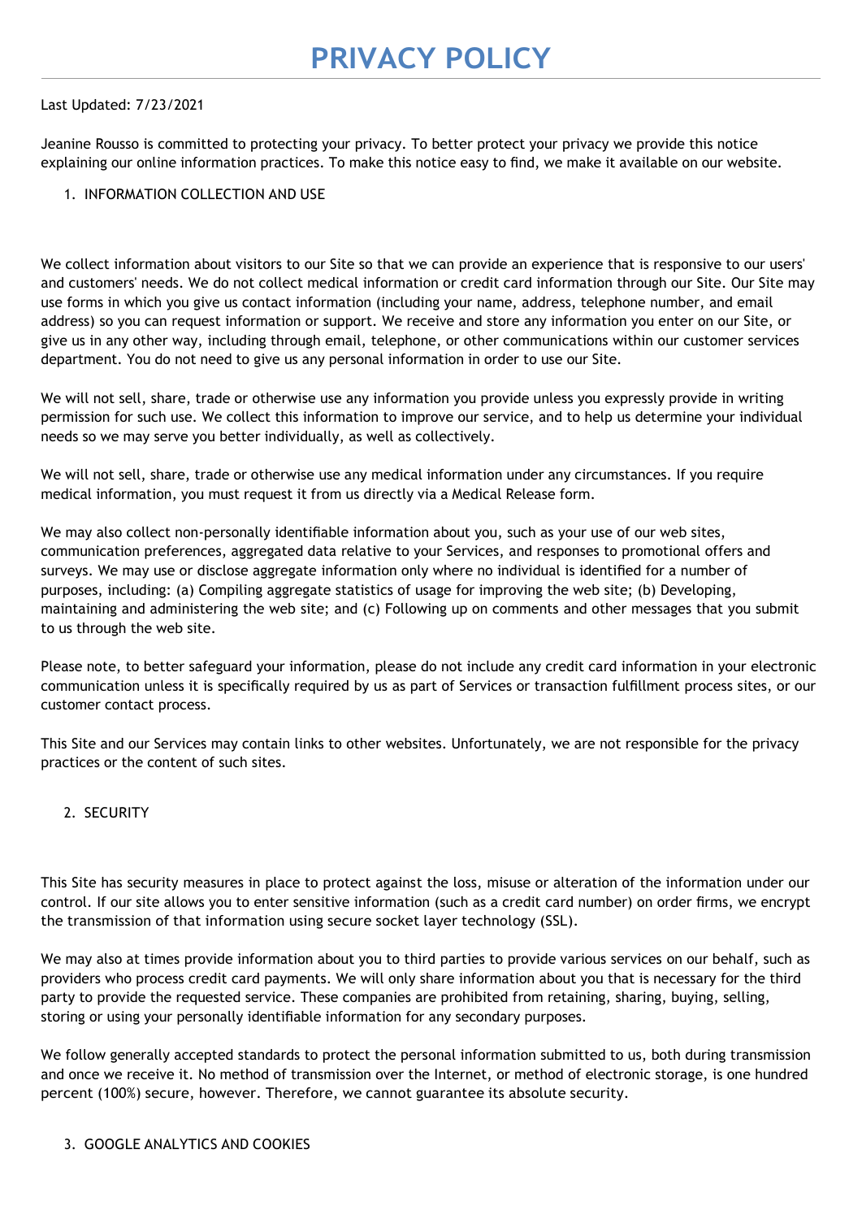# PRIVACY POLICY

Last Updated: 7/23/2021

Jeanine Rousso is committed to protecting your privacy. To better protect your privacy we provide this notice explaining our online information practices. To make this notice easy to find, we make it available on our website.

1. INFORMATION COLLECTION AND USE

We collect information about visitors to our Site so that we can provide an experience that is responsive to our users' and customers' needs. We do not collect medical information or credit card information through our Site. Our Site may use forms in which you give us contact information (including your name, address, telephone number, and email address) so you can request information or support. We receive and store any information you enter on our Site, or give us in any other way, including through email, telephone, or other communications within our customer services department. You do not need to give us any personal information in order to use our Site.

We will not sell, share, trade or otherwise use any information you provide unless you expressly provide in writing permission for such use. We collect this information to improve our service, and to help us determine your individual needs so we may serve you better individually, as well as collectively.

We will not sell, share, trade or otherwise use any medical information under any circumstances. If you require medical information, you must request it from us directly via a Medical Release form.

We may also collect non-personally identifiable information about you, such as your use of our web sites, communication preferences, aggregated data relative to your Services, and responses to promotional offers and surveys. We may use or disclose aggregate information only where no individual is identified for a number of purposes, including: (a) Compiling aggregate statistics of usage for improving the web site; (b) Developing, maintaining and administering the web site; and (c) Following up on comments and other messages that you submit to us through the web site.

Please note, to better safeguard your information, please do not include any credit card information in your electronic communication unless it is specifically required by us as part of Services or transaction fulfillment process sites, or our customer contact process.

This Site and our Services may contain links to other websites. Unfortunately, we are not responsible for the privacy practices or the content of such sites.

2. SECURITY

This Site has security measures in place to protect against the loss, misuse or alteration of the information under our control. If our site allows you to enter sensitive information (such as a credit card number) on order firms, we encrypt the transmission of that information using secure socket layer technology (SSL).

We may also at times provide information about you to third parties to provide various services on our behalf, such as providers who process credit card payments. We will only share information about you that is necessary for the third party to provide the requested service. These companies are prohibited from retaining, sharing, buying, selling, storing or using your personally identifiable information for any secondary purposes.

We follow generally accepted standards to protect the personal information submitted to us, both during transmission and once we receive it. No method of transmission over the Internet, or method of electronic storage, is one hundred percent (100%) secure, however. Therefore, we cannot guarantee its absolute security.

3. GOOGLE ANALYTICS AND COOKIES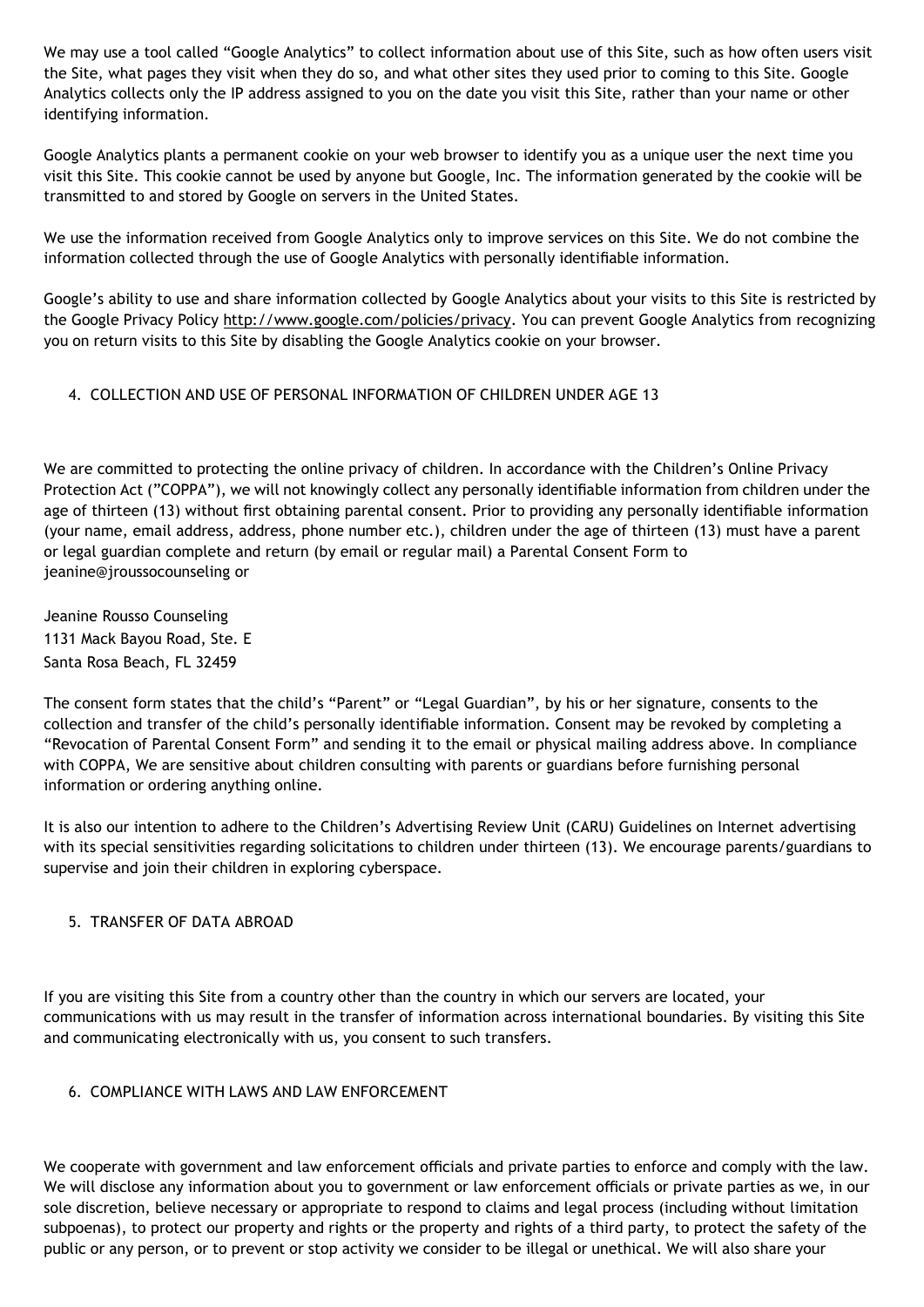We may use a tool called "Google Analytics" to collect information about use of this Site, such as how often users visit the Site, what pages they visit when they do so, and what other sites they used prior to coming to this Site. Google Analytics collects only the IP address assigned to you on the date you visit this Site, rather than your name or other identifying information.

Google Analytics plants a permanent cookie on your web browser to identify you as a unique user the next time you visit this Site. This cookie cannot be used by anyone but Google, Inc. The information generated by the cookie will be transmitted to and stored by Google on servers in the United States.

We use the information received from Google Analytics only to improve services on this Site. We do not combine the information collected through the use of Google Analytics with personally identifiable information.

Google's ability to use and share information collected by Google Analytics about your visits to this Site is restricted by the Google Privacy Policy http://www.google.com/policies/privacy. You can prevent Google Analytics from recognizing you on return visits to this Site by disabling the Google Analytics cookie on your browser.

## 4. COLLECTION AND USE OF PERSONAL INFORMATION OF CHILDREN UNDER AGE 13

We are committed to protecting the online privacy of children. In accordance with the Children's Online Privacy Protection Act ("COPPA"), we will not knowingly collect any personally identifiable information from children under the age of thirteen (13) without first obtaining parental consent. Prior to providing any personally identifiable information (your name, email address, address, phone number etc.), children under the age of thirteen (13) must have a parent or legal guardian complete and return (by email or regular mail) a Parental Consent Form to jeanine@jroussocounseling or

Jeanine Rousso Counseling
1131 Mack Bayou Road, Ste. E
Santa Rosa Beach, FL 32459

The consent form states that the child's "Parent" or "Legal Guardian", by his or her signature, consents to the collection and transfer of the child's personally identifiable information. Consent may be revoked by completing a "Revocation of Parental Consent Form" and sending it to the email or physical mailing address above. In compliance with COPPA, We are sensitive about children consulting with parents or guardians before furnishing personal information or ordering anything online.

It is also our intention to adhere to the Children's Advertising Review Unit (CARU) Guidelines on Internet advertising with its special sensitivities regarding solicitations to children under thirteen (13). We encourage parents/guardians to supervise and join their children in exploring cyberspace.

## 5. TRANSFER OF DATA ABROAD

If you are visiting this Site from a country other than the country in which our servers are located, your communications with us may result in the transfer of information across international boundaries. By visiting this Site and communicating electronically with us, you consent to such transfers.

## 6. COMPLIANCE WITH LAWS AND LAW ENFORCEMENT

We cooperate with government and law enforcement officials and private parties to enforce and comply with the law. We will disclose any information about you to government or law enforcement officials or private parties as we, in our sole discretion, believe necessary or appropriate to respond to claims and legal process (including without limitation subpoenas), to protect our property and rights or the property and rights of a third party, to protect the safety of the public or any person, or to prevent or stop activity we consider to be illegal or unethical. We will also share your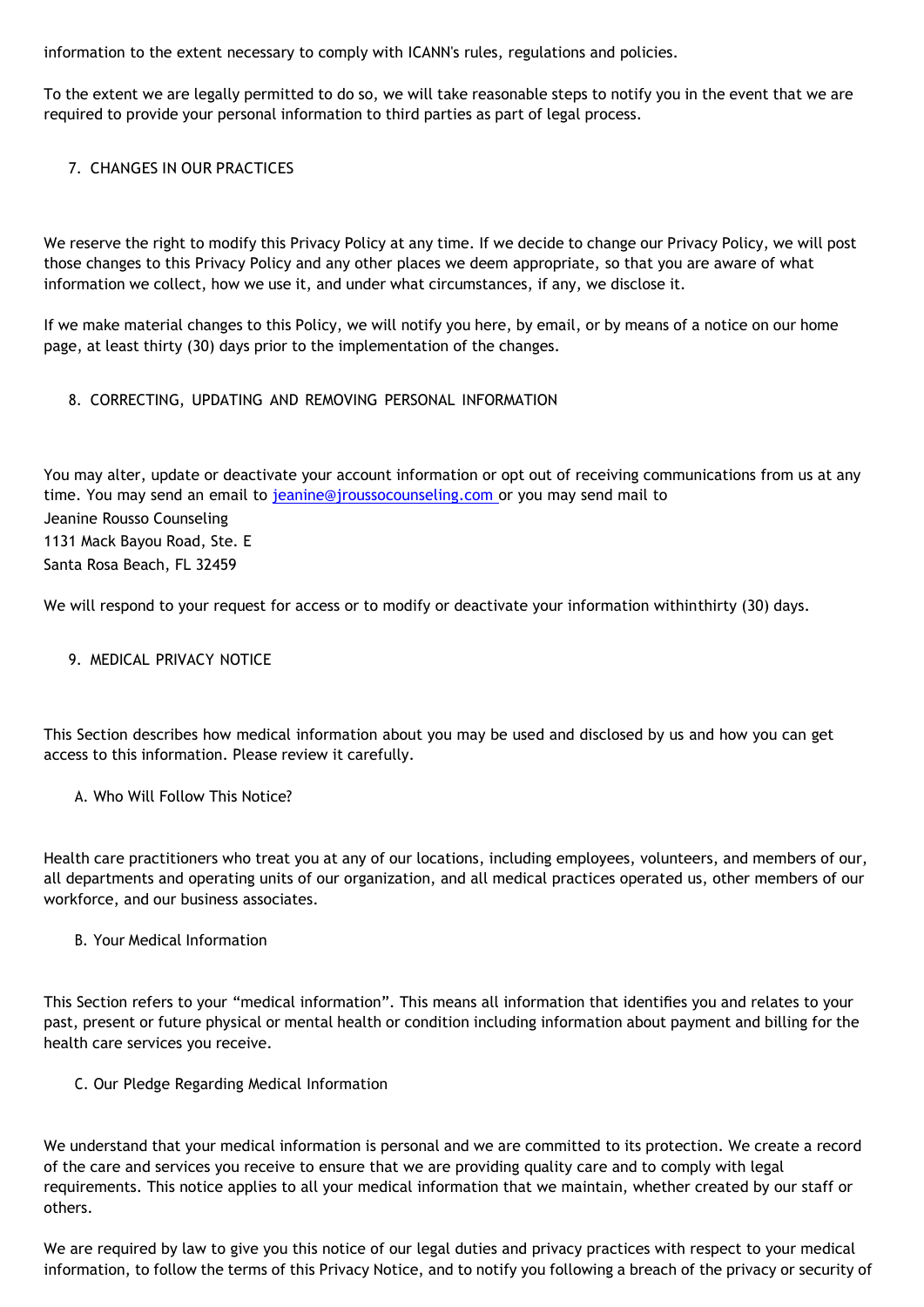information to the extent necessary to comply with ICANN's rules, regulations and policies.

To the extent we are legally permitted to do so, we will take reasonable steps to notify you in the event that we are required to provide your personal information to third parties as part of legal process.

## 7. CHANGES IN OUR PRACTICES

We reserve the right to modify this Privacy Policy at any time. If we decide to change our Privacy Policy, we will post those changes to this Privacy Policy and any other places we deem appropriate, so that you are aware of what information we collect, how we use it, and under what circumstances, if any, we disclose it.

If we make material changes to this Policy, we will notify you here, by email, or by means of a notice on our home page, at least thirty (30) days prior to the implementation of the changes.

## 8. CORRECTING, UPDATING AND REMOVING PERSONAL INFORMATION

You may alter, update or deactivate your account information or opt out of receiving communications from us at any time. You may send an email to jeanine@jroussocounseling.com or you may send mail to
Jeanine Rousso Counseling
1131 Mack Bayou Road, Ste. E
Santa Rosa Beach, FL 32459

We will respond to your request for access or to modify or deactivate your information withinthirty (30) days.

## 9. MEDICAL PRIVACY NOTICE

This Section describes how medical information about you may be used and disclosed by us and how you can get access to this information. Please review it carefully.

### A. Who Will Follow This Notice?

Health care practitioners who treat you at any of our locations, including employees, volunteers, and members of our, all departments and operating units of our organization, and all medical practices operated us, other members of our workforce, and our business associates.

### B. Your Medical Information

This Section refers to your "medical information". This means all information that identifies you and relates to your past, present or future physical or mental health or condition including information about payment and billing for the health care services you receive.

### C. Our Pledge Regarding Medical Information

We understand that your medical information is personal and we are committed to its protection. We create a record of the care and services you receive to ensure that we are providing quality care and to comply with legal requirements. This notice applies to all your medical information that we maintain, whether created by our staff or others.

We are required by law to give you this notice of our legal duties and privacy practices with respect to your medical information, to follow the terms of this Privacy Notice, and to notify you following a breach of the privacy or security of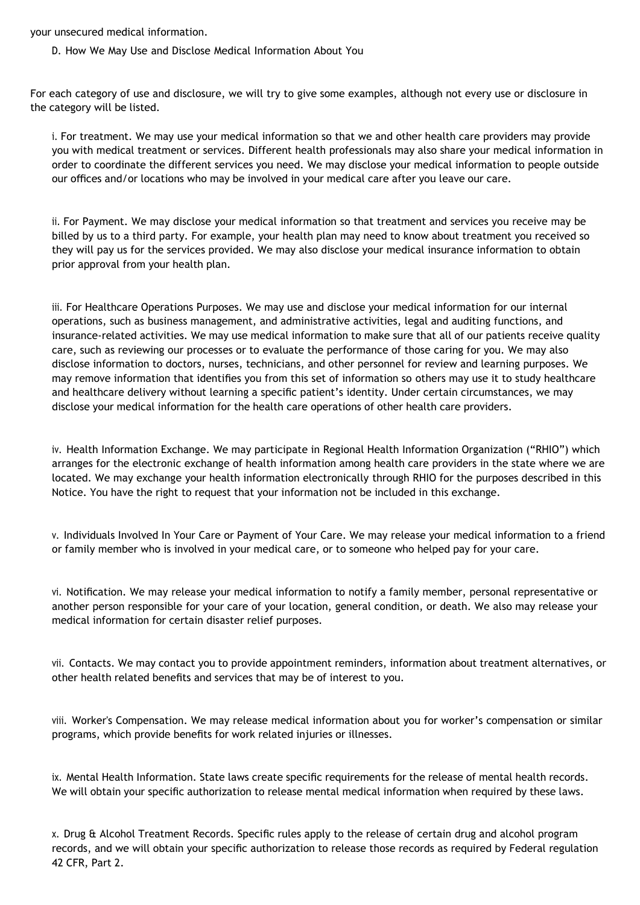your unsecured medical information.

D. How We May Use and Disclose Medical Information About You

For each category of use and disclosure, we will try to give some examples, although not every use or disclosure in the category will be listed.

i. For treatment. We may use your medical information so that we and other health care providers may provide you with medical treatment or services. Different health professionals may also share your medical information in order to coordinate the different services you need. We may disclose your medical information to people outside our offices and/or locations who may be involved in your medical care after you leave our care.

ii. For Payment. We may disclose your medical information so that treatment and services you receive may be billed by us to a third party. For example, your health plan may need to know about treatment you received so they will pay us for the services provided. We may also disclose your medical insurance information to obtain prior approval from your health plan.

iii. For Healthcare Operations Purposes. We may use and disclose your medical information for our internal operations, such as business management, and administrative activities, legal and auditing functions, and insurance-related activities. We may use medical information to make sure that all of our patients receive quality care, such as reviewing our processes or to evaluate the performance of those caring for you. We may also disclose information to doctors, nurses, technicians, and other personnel for review and learning purposes. We may remove information that identifies you from this set of information so others may use it to study healthcare and healthcare delivery without learning a specific patient's identity. Under certain circumstances, we may disclose your medical information for the health care operations of other health care providers.

iv. Health Information Exchange. We may participate in Regional Health Information Organization ("RHIO") which arranges for the electronic exchange of health information among health care providers in the state where we are located. We may exchange your health information electronically through RHIO for the purposes described in this Notice. You have the right to request that your information not be included in this exchange.

v. Individuals Involved In Your Care or Payment of Your Care. We may release your medical information to a friend or family member who is involved in your medical care, or to someone who helped pay for your care.

vi. Notification. We may release your medical information to notify a family member, personal representative or another person responsible for your care of your location, general condition, or death. We also may release your medical information for certain disaster relief purposes.

vii. Contacts. We may contact you to provide appointment reminders, information about treatment alternatives, or other health related benefits and services that may be of interest to you.

viii. Worker's Compensation. We may release medical information about you for worker's compensation or similar programs, which provide benefits for work related injuries or illnesses.

ix. Mental Health Information. State laws create specific requirements for the release of mental health records. We will obtain your specific authorization to release mental medical information when required by these laws.

x. Drug & Alcohol Treatment Records. Specific rules apply to the release of certain drug and alcohol program records, and we will obtain your specific authorization to release those records as required by Federal regulation 42 CFR, Part 2.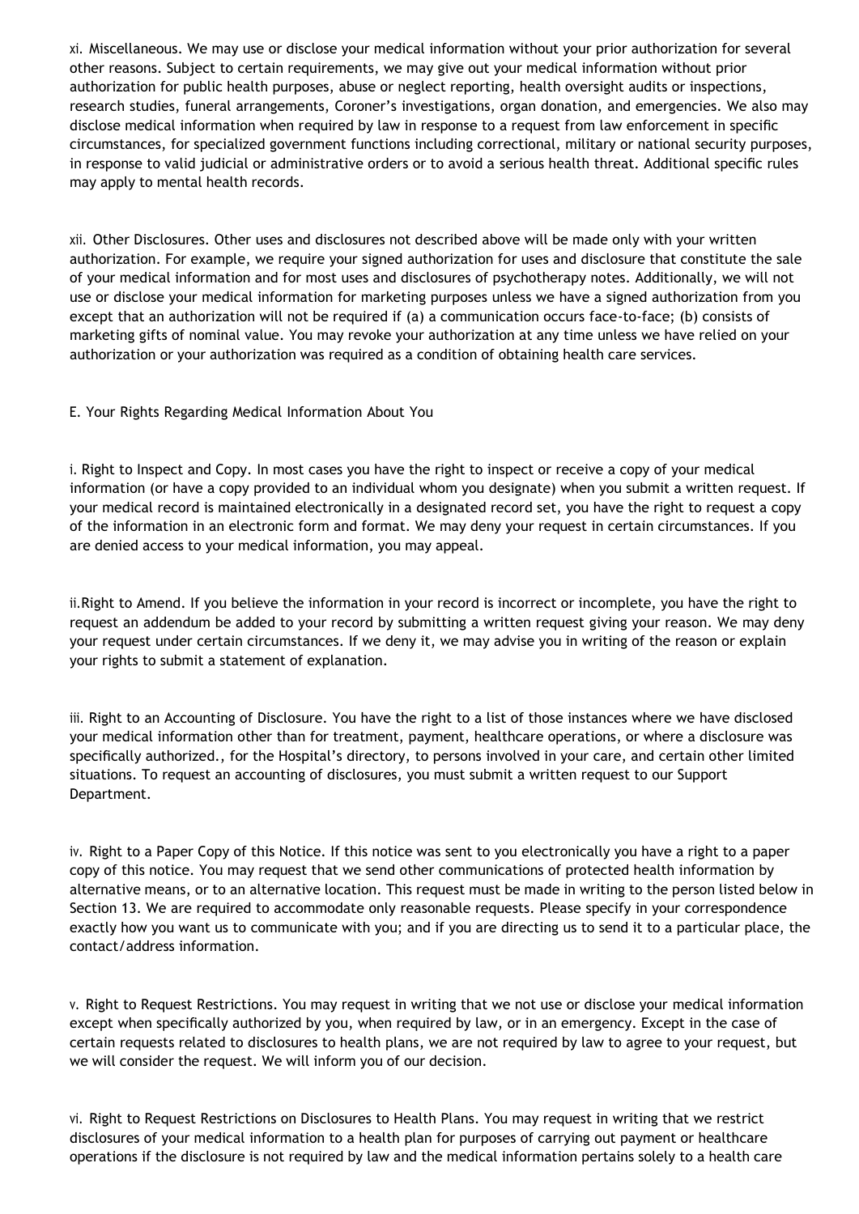xi. Miscellaneous. We may use or disclose your medical information without your prior authorization for several other reasons. Subject to certain requirements, we may give out your medical information without prior authorization for public health purposes, abuse or neglect reporting, health oversight audits or inspections, research studies, funeral arrangements, Coroner's investigations, organ donation, and emergencies. We also may disclose medical information when required by law in response to a request from law enforcement in specific circumstances, for specialized government functions including correctional, military or national security purposes, in response to valid judicial or administrative orders or to avoid a serious health threat. Additional specific rules may apply to mental health records.

xii. Other Disclosures. Other uses and disclosures not described above will be made only with your written authorization. For example, we require your signed authorization for uses and disclosure that constitute the sale of your medical information and for most uses and disclosures of psychotherapy notes. Additionally, we will not use or disclose your medical information for marketing purposes unless we have a signed authorization from you except that an authorization will not be required if (a) a communication occurs face-to-face; (b) consists of marketing gifts of nominal value. You may revoke your authorization at any time unless we have relied on your authorization or your authorization was required as a condition of obtaining health care services.

E. Your Rights Regarding Medical Information About You

i. Right to Inspect and Copy. In most cases you have the right to inspect or receive a copy of your medical information (or have a copy provided to an individual whom you designate) when you submit a written request. If your medical record is maintained electronically in a designated record set, you have the right to request a copy of the information in an electronic form and format. We may deny your request in certain circumstances. If you are denied access to your medical information, you may appeal.

ii.Right to Amend. If you believe the information in your record is incorrect or incomplete, you have the right to request an addendum be added to your record by submitting a written request giving your reason. We may deny your request under certain circumstances. If we deny it, we may advise you in writing of the reason or explain your rights to submit a statement of explanation.

iii. Right to an Accounting of Disclosure. You have the right to a list of those instances where we have disclosed your medical information other than for treatment, payment, healthcare operations, or where a disclosure was specifically authorized., for the Hospital's directory, to persons involved in your care, and certain other limited situations. To request an accounting of disclosures, you must submit a written request to our Support Department.

iv. Right to a Paper Copy of this Notice. If this notice was sent to you electronically you have a right to a paper copy of this notice. You may request that we send other communications of protected health information by alternative means, or to an alternative location. This request must be made in writing to the person listed below in Section 13. We are required to accommodate only reasonable requests. Please specify in your correspondence exactly how you want us to communicate with you; and if you are directing us to send it to a particular place, the contact/address information.

v. Right to Request Restrictions. You may request in writing that we not use or disclose your medical information except when specifically authorized by you, when required by law, or in an emergency. Except in the case of certain requests related to disclosures to health plans, we are not required by law to agree to your request, but we will consider the request. We will inform you of our decision.

vi. Right to Request Restrictions on Disclosures to Health Plans. You may request in writing that we restrict disclosures of your medical information to a health plan for purposes of carrying out payment or healthcare operations if the disclosure is not required by law and the medical information pertains solely to a health care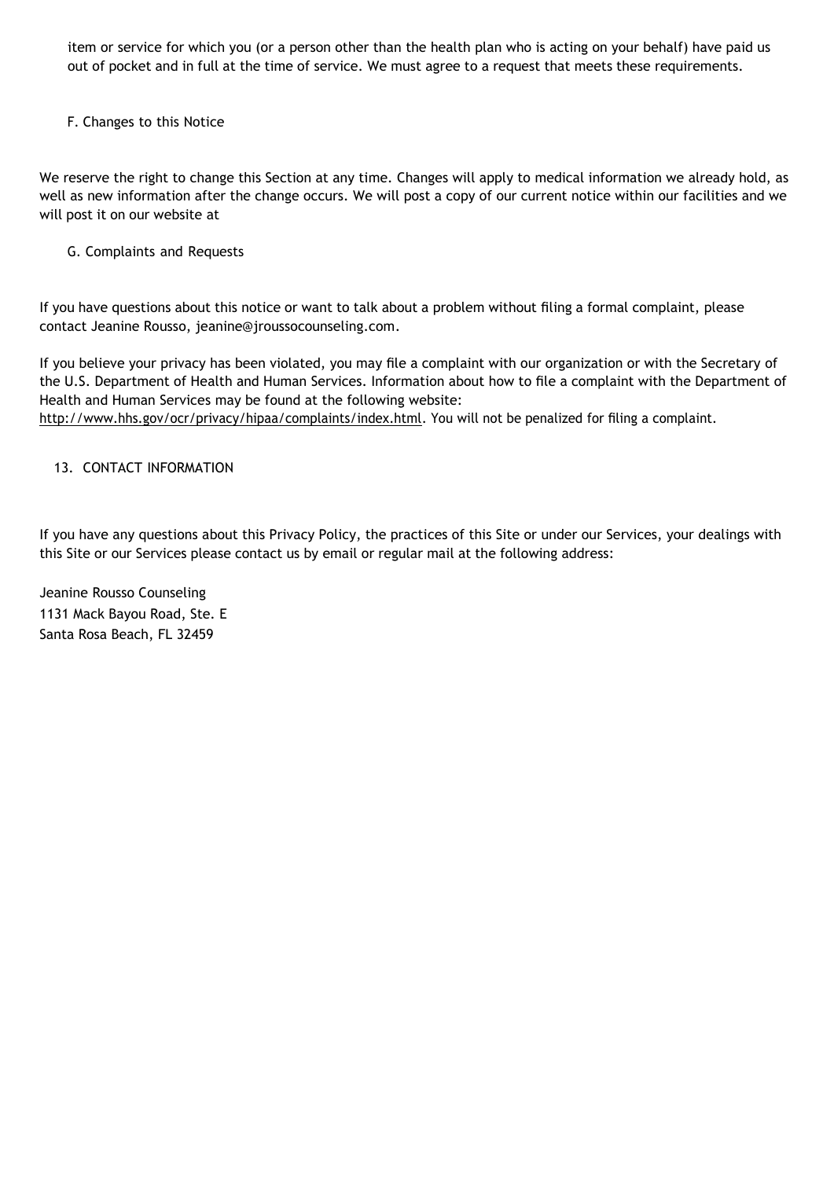item or service for which you (or a person other than the health plan who is acting on your behalf) have paid us out of pocket and in full at the time of service. We must agree to a request that meets these requirements.

F. Changes to this Notice

We reserve the right to change this Section at any time. Changes will apply to medical information we already hold, as well as new information after the change occurs. We will post a copy of our current notice within our facilities and we will post it on our website at

G. Complaints and Requests

If you have questions about this notice or want to talk about a problem without filing a formal complaint, please contact Jeanine Rousso, jeanine@jroussocounseling.com.

If you believe your privacy has been violated, you may file a complaint with our organization or with the Secretary of the U.S. Department of Health and Human Services. Information about how to file a complaint with the Department of Health and Human Services may be found at the following website: http://www.hhs.gov/ocr/privacy/hipaa/complaints/index.html. You will not be penalized for filing a complaint.

13. CONTACT INFORMATION

If you have any questions about this Privacy Policy, the practices of this Site or under our Services, your dealings with this Site or our Services please contact us by email or regular mail at the following address:

Jeanine Rousso Counseling
1131 Mack Bayou Road, Ste. E
Santa Rosa Beach, FL 32459